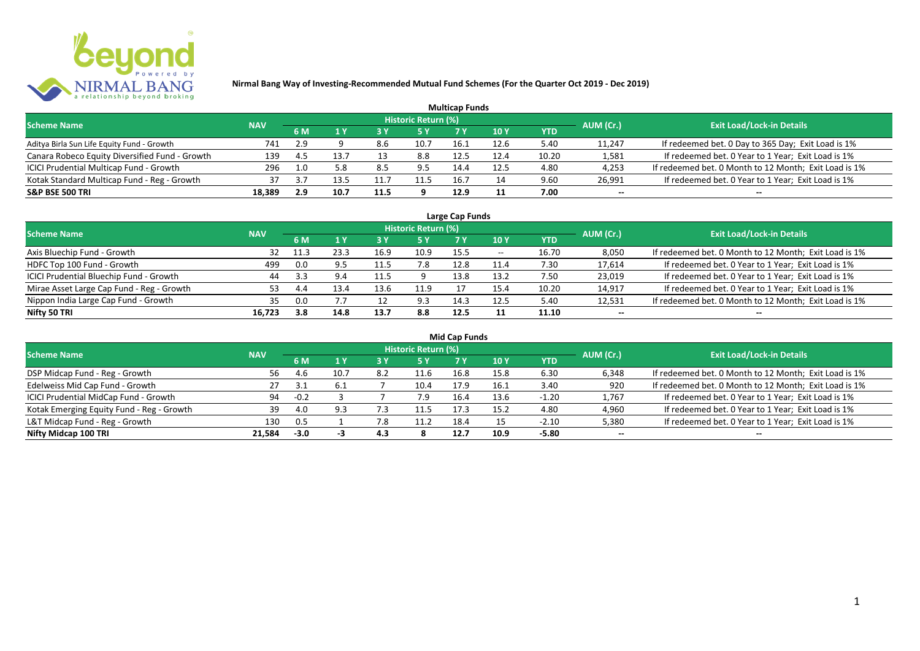# Nirmal Bang Way of Investing-Recommended Mutual Fund Schemes (For the Quarter Oct 2019 - Dec 2019)

## Multicap Funds

| Scheme Name | NAV | Historic Return (%) | | | | | | | AUM (Cr.) | Exit Load/Lock-in Details |
|---|---|---|---|---|---|---|---|---|---|---|
| | | 6 M | 1 Y | 3 Y | 5 Y | 7 Y | 10 Y | YTD | | |
| Aditya Birla Sun Life Equity Fund - Growth | 741 | 2.9 | 9 | 8.6 | 10.7 | 16.1 | 12.6 | 5.40 | 11,247 | If redeemed bet. 0 Day to 365 Day; Exit Load is 1% |
| Canara Robeco Equity Diversified Fund - Growth | 139 | 4.5 | 13.7 | 13 | 8.8 | 12.5 | 12.4 | 10.20 | 1,581 | If redeemed bet. 0 Year to 1 Year; Exit Load is 1% |
| ICICI Prudential Multicap Fund - Growth | 296 | 1.0 | 5.8 | 8.5 | 9.5 | 14.4 | 12.5 | 4.80 | 4,253 | If redeemed bet. 0 Month to 12 Month; Exit Load is 1% |
| Kotak Standard Multicap Fund - Reg - Growth | 37 | 3.7 | 13.5 | 11.7 | 11.5 | 16.7 | 14 | 9.60 | 26,991 | If redeemed bet. 0 Year to 1 Year; Exit Load is 1% |
| **S&P BSE 500 TRI** | **18,389** | **2.9** | **10.7** | **11.5** | **9** | **12.9** | **11** | **7.00** | -- | -- |

## Large Cap Funds

| Scheme Name | NAV | Historic Return (%) | | | | | | | AUM (Cr.) | Exit Load/Lock-in Details |
|---|---|---|---|---|---|---|---|---|---|---|
| | | 6 M | 1 Y | 3 Y | 5 Y | 7 Y | 10 Y | YTD | | |
| Axis Bluechip Fund - Growth | 32 | 11.3 | 23.3 | 16.9 | 10.9 | 15.5 | -- | 16.70 | 8,050 | If redeemed bet. 0 Month to 12 Month; Exit Load is 1% |
| HDFC Top 100 Fund - Growth | 499 | 0.0 | 9.5 | 11.5 | 7.8 | 12.8 | 11.4 | 7.30 | 17,614 | If redeemed bet. 0 Year to 1 Year; Exit Load is 1% |
| ICICI Prudential Bluechip Fund - Growth | 44 | 3.3 | 9.4 | 11.5 | 9 | 13.8 | 13.2 | 7.50 | 23,019 | If redeemed bet. 0 Year to 1 Year; Exit Load is 1% |
| Mirae Asset Large Cap Fund - Reg - Growth | 53 | 4.4 | 13.4 | 13.6 | 11.9 | 17 | 15.4 | 10.20 | 14,917 | If redeemed bet. 0 Year to 1 Year; Exit Load is 1% |
| Nippon India Large Cap Fund - Growth | 35 | 0.0 | 7.7 | 12 | 9.3 | 14.3 | 12.5 | 5.40 | 12,531 | If redeemed bet. 0 Month to 12 Month; Exit Load is 1% |
| **Nifty 50 TRI** | **16,723** | **3.8** | **14.8** | **13.7** | **8.8** | **12.5** | **11** | **11.10** | -- | -- |

## Mid Cap Funds

| Scheme Name | NAV | Historic Return (%) | | | | | | | AUM (Cr.) | Exit Load/Lock-in Details |
|---|---|---|---|---|---|---|---|---|---|---|
| | | 6 M | 1 Y | 3 Y | 5 Y | 7 Y | 10 Y | YTD | | |
| DSP Midcap Fund - Reg - Growth | 56 | 4.6 | 10.7 | 8.2 | 11.6 | 16.8 | 15.8 | 6.30 | 6,348 | If redeemed bet. 0 Month to 12 Month; Exit Load is 1% |
| Edelweiss Mid Cap Fund - Growth | 27 | 3.1 | 6.1 | 7 | 10.4 | 17.9 | 16.1 | 3.40 | 920 | If redeemed bet. 0 Month to 12 Month; Exit Load is 1% |
| ICICI Prudential MidCap Fund - Growth | 94 | -0.2 | 3 | 7 | 7.9 | 16.4 | 13.6 | -1.20 | 1,767 | If redeemed bet. 0 Year to 1 Year; Exit Load is 1% |
| Kotak Emerging Equity Fund - Reg - Growth | 39 | 4.0 | 9.3 | 7.3 | 11.5 | 17.3 | 15.2 | 4.80 | 4,960 | If redeemed bet. 0 Year to 1 Year; Exit Load is 1% |
| L&T Midcap Fund - Reg - Growth | 130 | 0.5 | 1 | 7.8 | 11.2 | 18.4 | 15 | -2.10 | 5,380 | If redeemed bet. 0 Year to 1 Year; Exit Load is 1% |
| **Nifty Midcap 100 TRI** | **21,584** | **-3.0** | **-3** | **4.3** | **8** | **12.7** | **10.9** | **-5.80** | -- | -- |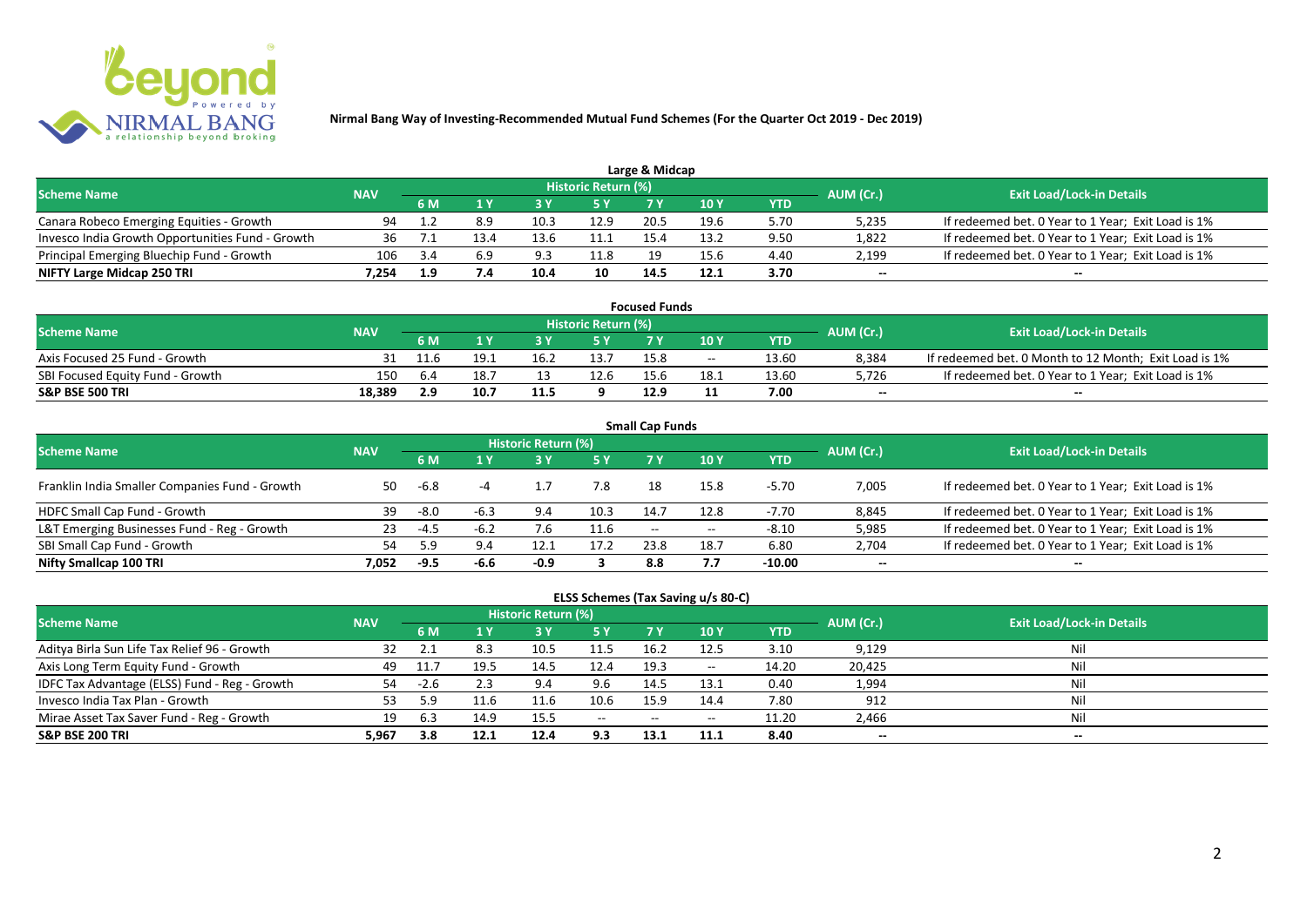# Nirmal Bang Way of Investing-Recommended Mutual Fund Schemes (For the Quarter Oct 2019 - Dec 2019)

## Large & Midcap

| Scheme Name | NAV | Historic Return (%) | | | | | | | AUM (Cr.) | Exit Load/Lock-in Details |
|---|---|---|---|---|---|---|---|---|---|---|
| | | 6 M | 1 Y | 3 Y | 5 Y | 7 Y | 10 Y | YTD | | |
| Canara Robeco Emerging Equities - Growth | 94 | 1.2 | 8.9 | 10.3 | 12.9 | 20.5 | 19.6 | 5.70 | 5,235 | If redeemed bet. 0 Year to 1 Year; Exit Load is 1% |
| Invesco India Growth Opportunities Fund - Growth | 36 | 7.1 | 13.4 | 13.6 | 11.1 | 15.4 | 13.2 | 9.50 | 1,822 | If redeemed bet. 0 Year to 1 Year; Exit Load is 1% |
| Principal Emerging Bluechip Fund - Growth | 106 | 3.4 | 6.9 | 9.3 | 11.8 | 19 | 15.6 | 4.40 | 2,199 | If redeemed bet. 0 Year to 1 Year; Exit Load is 1% |
| **NIFTY Large Midcap 250 TRI** | **7,254** | **1.9** | **7.4** | **10.4** | **10** | **14.5** | **12.1** | **3.70** | **--** | **--** |

## Focused Funds

| Scheme Name | NAV | Historic Return (%) | | | | | | | AUM (Cr.) | Exit Load/Lock-in Details |
|---|---|---|---|---|---|---|---|---|---|---|
| | | 6 M | 1 Y | 3 Y | 5 Y | 7 Y | 10 Y | YTD | | |
| Axis Focused 25 Fund - Growth | 31 | 11.6 | 19.1 | 16.2 | 13.7 | 15.8 | -- | 13.60 | 8,384 | If redeemed bet. 0 Month to 12 Month; Exit Load is 1% |
| SBI Focused Equity Fund - Growth | 150 | 6.4 | 18.7 | 13 | 12.6 | 15.6 | 18.1 | 13.60 | 5,726 | If redeemed bet. 0 Year to 1 Year; Exit Load is 1% |
| **S&P BSE 500 TRI** | **18,389** | **2.9** | **10.7** | **11.5** | **9** | **12.9** | **11** | **7.00** | **--** | **--** |

## Small Cap Funds

| Scheme Name | NAV | Historic Return (%) | | | | | | | AUM (Cr.) | Exit Load/Lock-in Details |
|---|---|---|---|---|---|---|---|---|---|---|
| | | 6 M | 1 Y | 3 Y | 5 Y | 7 Y | 10 Y | YTD | | |
| Franklin India Smaller Companies Fund - Growth | 50 | -6.8 | -4 | 1.7 | 7.8 | 18 | 15.8 | -5.70 | 7,005 | If redeemed bet. 0 Year to 1 Year; Exit Load is 1% |
| HDFC Small Cap Fund - Growth | 39 | -8.0 | -6.3 | 9.4 | 10.3 | 14.7 | 12.8 | -7.70 | 8,845 | If redeemed bet. 0 Year to 1 Year; Exit Load is 1% |
| L&T Emerging Businesses Fund - Reg - Growth | 23 | -4.5 | -6.2 | 7.6 | 11.6 | -- | -- | -8.10 | 5,985 | If redeemed bet. 0 Year to 1 Year; Exit Load is 1% |
| SBI Small Cap Fund - Growth | 54 | 5.9 | 9.4 | 12.1 | 17.2 | 23.8 | 18.7 | 6.80 | 2,704 | If redeemed bet. 0 Year to 1 Year; Exit Load is 1% |
| **Nifty Smallcap 100 TRI** | **7,052** | **-9.5** | **-6.6** | **-0.9** | **3** | **8.8** | **7.7** | **-10.00** | **--** | **--** |

## ELSS Schemes (Tax Saving u/s 80-C)

| Scheme Name | NAV | Historic Return (%) | | | | | | | AUM (Cr.) | Exit Load/Lock-in Details |
|---|---|---|---|---|---|---|---|---|---|---|
| | | 6 M | 1 Y | 3 Y | 5 Y | 7 Y | 10 Y | YTD | | |
| Aditya Birla Sun Life Tax Relief 96 - Growth | 32 | 2.1 | 8.3 | 10.5 | 11.5 | 16.2 | 12.5 | 3.10 | 9,129 | Nil |
| Axis Long Term Equity Fund - Growth | 49 | 11.7 | 19.5 | 14.5 | 12.4 | 19.3 | -- | 14.20 | 20,425 | Nil |
| IDFC Tax Advantage (ELSS) Fund - Reg - Growth | 54 | -2.6 | 2.3 | 9.4 | 9.6 | 14.5 | 13.1 | 0.40 | 1,994 | Nil |
| Invesco India Tax Plan - Growth | 53 | 5.9 | 11.6 | 11.6 | 10.6 | 15.9 | 14.4 | 7.80 | 912 | Nil |
| Mirae Asset Tax Saver Fund - Reg - Growth | 19 | 6.3 | 14.9 | 15.5 | -- | -- | -- | 11.20 | 2,466 | Nil |
| **S&P BSE 200 TRI** | **5,967** | **3.8** | **12.1** | **12.4** | **9.3** | **13.1** | **11.1** | **8.40** | **--** | **--** |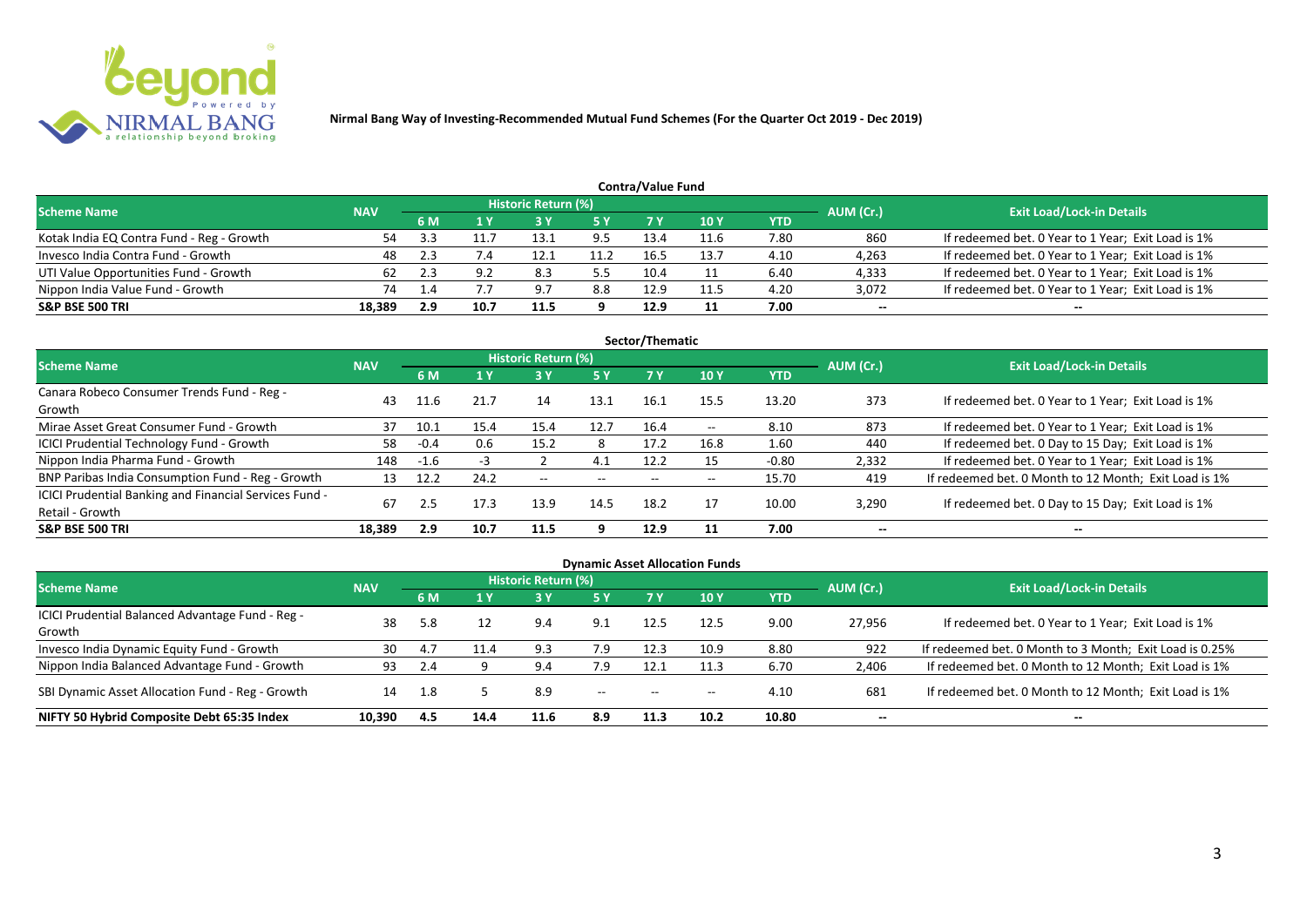Nirmal Bang Way of Investing-Recommended Mutual Fund Schemes (For the Quarter Oct 2019 - Dec 2019)

## Contra/Value Fund

| Scheme Name | NAV | Historic Return (%) | | | | | | | AUM (Cr.) | Exit Load/Lock-in Details |
|---|---|---|---|---|---|---|---|---|---|---|
| | | 6 M | 1 Y | 3 Y | 5 Y | 7 Y | 10 Y | YTD | | |
| Kotak India EQ Contra Fund - Reg - Growth | 54 | 3.3 | 11.7 | 13.1 | 9.5 | 13.4 | 11.6 | 7.80 | 860 | If redeemed bet. 0 Year to 1 Year; Exit Load is 1% |
| Invesco India Contra Fund - Growth | 48 | 2.3 | 7.4 | 12.1 | 11.2 | 16.5 | 13.7 | 4.10 | 4,263 | If redeemed bet. 0 Year to 1 Year; Exit Load is 1% |
| UTI Value Opportunities Fund - Growth | 62 | 2.3 | 9.2 | 8.3 | 5.5 | 10.4 | 11 | 6.40 | 4,333 | If redeemed bet. 0 Year to 1 Year; Exit Load is 1% |
| Nippon India Value Fund - Growth | 74 | 1.4 | 7.7 | 9.7 | 8.8 | 12.9 | 11.5 | 4.20 | 3,072 | If redeemed bet. 0 Year to 1 Year; Exit Load is 1% |
| **S&P BSE 500 TRI** | **18,389** | **2.9** | **10.7** | **11.5** | **9** | **12.9** | **11** | **7.00** | -- | -- |

## Sector/Thematic

| Scheme Name | NAV | Historic Return (%) | | | | | | | AUM (Cr.) | Exit Load/Lock-in Details |
|---|---|---|---|---|---|---|---|---|---|---|
| | | 6 M | 1 Y | 3 Y | 5 Y | 7 Y | 10 Y | YTD | | |
| Canara Robeco Consumer Trends Fund - Reg - Growth | 43 | 11.6 | 21.7 | 14 | 13.1 | 16.1 | 15.5 | 13.20 | 373 | If redeemed bet. 0 Year to 1 Year; Exit Load is 1% |
| Mirae Asset Great Consumer Fund - Growth | 37 | 10.1 | 15.4 | 15.4 | 12.7 | 16.4 | -- | 8.10 | 873 | If redeemed bet. 0 Year to 1 Year; Exit Load is 1% |
| ICICI Prudential Technology Fund - Growth | 58 | -0.4 | 0.6 | 15.2 | 8 | 17.2 | 16.8 | 1.60 | 440 | If redeemed bet. 0 Day to 15 Day; Exit Load is 1% |
| Nippon India Pharma Fund - Growth | 148 | -1.6 | -3 | 2 | 4.1 | 12.2 | 15 | -0.80 | 2,332 | If redeemed bet. 0 Year to 1 Year; Exit Load is 1% |
| BNP Paribas India Consumption Fund - Reg - Growth | 13 | 12.2 | 24.2 | -- | -- | -- | -- | 15.70 | 419 | If redeemed bet. 0 Month to 12 Month; Exit Load is 1% |
| ICICI Prudential Banking and Financial Services Fund - Retail - Growth | 67 | 2.5 | 17.3 | 13.9 | 14.5 | 18.2 | 17 | 10.00 | 3,290 | If redeemed bet. 0 Day to 15 Day; Exit Load is 1% |
| **S&P BSE 500 TRI** | **18,389** | **2.9** | **10.7** | **11.5** | **9** | **12.9** | **11** | **7.00** | -- | -- |

## Dynamic Asset Allocation Funds

| Scheme Name | NAV | Historic Return (%) | | | | | | | AUM (Cr.) | Exit Load/Lock-in Details |
|---|---|---|---|---|---|---|---|---|---|---|
| | | 6 M | 1 Y | 3 Y | 5 Y | 7 Y | 10 Y | YTD | | |
| ICICI Prudential Balanced Advantage Fund - Reg - Growth | 38 | 5.8 | 12 | 9.4 | 9.1 | 12.5 | 12.5 | 9.00 | 27,956 | If redeemed bet. 0 Year to 1 Year; Exit Load is 1% |
| Invesco India Dynamic Equity Fund - Growth | 30 | 4.7 | 11.4 | 9.3 | 7.9 | 12.3 | 10.9 | 8.80 | 922 | If redeemed bet. 0 Month to 3 Month; Exit Load is 0.25% |
| Nippon India Balanced Advantage Fund - Growth | 93 | 2.4 | 9 | 9.4 | 7.9 | 12.1 | 11.3 | 6.70 | 2,406 | If redeemed bet. 0 Month to 12 Month; Exit Load is 1% |
| SBI Dynamic Asset Allocation Fund - Reg - Growth | 14 | 1.8 | 5 | 8.9 | -- | -- | -- | 4.10 | 681 | If redeemed bet. 0 Month to 12 Month; Exit Load is 1% |
| **NIFTY 50 Hybrid Composite Debt 65:35 Index** | **10,390** | **4.5** | **14.4** | **11.6** | **8.9** | **11.3** | **10.2** | **10.80** | -- | -- |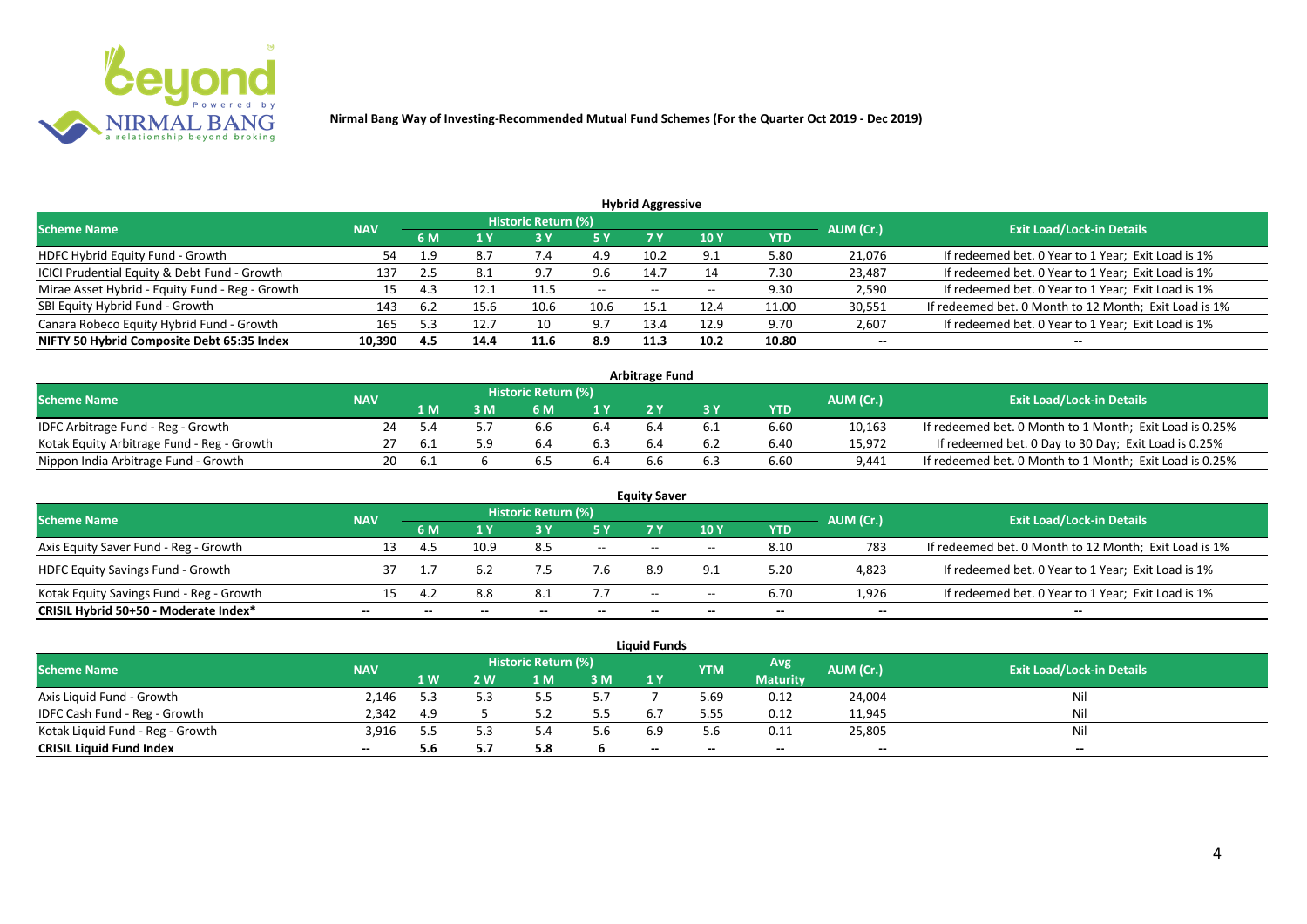**Nirmal Bang Way of Investing-Recommended Mutual Fund Schemes (For the Quarter Oct 2019 - Dec 2019)**

### Hybrid Aggressive

| Scheme Name | NAV | Historic Return (%) | | | | | | | AUM (Cr.) | Exit Load/Lock-in Details |
|---|---|---|---|---|---|---|---|---|---|---|
| | | 6 M | 1 Y | 3 Y | 5 Y | 7 Y | 10 Y | YTD | | |
| HDFC Hybrid Equity Fund - Growth | 54 | 1.9 | 8.7 | 7.4 | 4.9 | 10.2 | 9.1 | 5.80 | 21,076 | If redeemed bet. 0 Year to 1 Year; Exit Load is 1% |
| ICICI Prudential Equity & Debt Fund - Growth | 137 | 2.5 | 8.1 | 9.7 | 9.6 | 14.7 | 14 | 7.30 | 23,487 | If redeemed bet. 0 Year to 1 Year; Exit Load is 1% |
| Mirae Asset Hybrid - Equity Fund - Reg - Growth | 15 | 4.3 | 12.1 | 11.5 | -- | -- | -- | 9.30 | 2,590 | If redeemed bet. 0 Year to 1 Year; Exit Load is 1% |
| SBI Equity Hybrid Fund - Growth | 143 | 6.2 | 15.6 | 10.6 | 10.6 | 15.1 | 12.4 | 11.00 | 30,551 | If redeemed bet. 0 Month to 12 Month; Exit Load is 1% |
| Canara Robeco Equity Hybrid Fund - Growth | 165 | 5.3 | 12.7 | 10 | 9.7 | 13.4 | 12.9 | 9.70 | 2,607 | If redeemed bet. 0 Year to 1 Year; Exit Load is 1% |
| **NIFTY 50 Hybrid Composite Debt 65:35 Index** | **10,390** | **4.5** | **14.4** | **11.6** | **8.9** | **11.3** | **10.2** | **10.80** | **--** | **--** |

### Arbitrage Fund

| Scheme Name | NAV | Historic Return (%) | | | | | | | AUM (Cr.) | Exit Load/Lock-in Details |
|---|---|---|---|---|---|---|---|---|---|---|
| | | 1 M | 3 M | 6 M | 1 Y | 2 Y | 3 Y | YTD | | |
| IDFC Arbitrage Fund - Reg - Growth | 24 | 5.4 | 5.7 | 6.6 | 6.4 | 6.4 | 6.1 | 6.60 | 10,163 | If redeemed bet. 0 Month to 1 Month; Exit Load is 0.25% |
| Kotak Equity Arbitrage Fund - Reg - Growth | 27 | 6.1 | 5.9 | 6.4 | 6.3 | 6.4 | 6.2 | 6.40 | 15,972 | If redeemed bet. 0 Day to 30 Day; Exit Load is 0.25% |
| Nippon India Arbitrage Fund - Growth | 20 | 6.1 | 6 | 6.5 | 6.4 | 6.6 | 6.3 | 6.60 | 9,441 | If redeemed bet. 0 Month to 1 Month; Exit Load is 0.25% |

### Equity Saver

| Scheme Name | NAV | Historic Return (%) | | | | | | | AUM (Cr.) | Exit Load/Lock-in Details |
|---|---|---|---|---|---|---|---|---|---|---|
| | | 6 M | 1 Y | 3 Y | 5 Y | 7 Y | 10 Y | YTD | | |
| Axis Equity Saver Fund - Reg - Growth | 13 | 4.5 | 10.9 | 8.5 | -- | -- | -- | 8.10 | 783 | If redeemed bet. 0 Month to 12 Month; Exit Load is 1% |
| HDFC Equity Savings Fund - Growth | 37 | 1.7 | 6.2 | 7.5 | 7.6 | 8.9 | 9.1 | 5.20 | 4,823 | If redeemed bet. 0 Year to 1 Year; Exit Load is 1% |
| Kotak Equity Savings Fund - Reg - Growth | 15 | 4.2 | 8.8 | 8.1 | 7.7 | -- | -- | 6.70 | 1,926 | If redeemed bet. 0 Year to 1 Year; Exit Load is 1% |
| **CRISIL Hybrid 50+50 - Moderate Index*** | **--** | **--** | **--** | **--** | **--** | **--** | **--** | **--** | **--** | **--** |

### Liquid Funds

| Scheme Name | NAV | Historic Return (%) | | | | | YTM | Avg Maturity | AUM (Cr.) | Exit Load/Lock-in Details |
|---|---|---|---|---|---|---|---|---|---|---|
| | | 1 W | 2 W | 1 M | 3 M | 1 Y | | | | |
| Axis Liquid Fund - Growth | 2,146 | 5.3 | 5.3 | 5.5 | 5.7 | 7 | 5.69 | 0.12 | 24,004 | Nil |
| IDFC Cash Fund - Reg - Growth | 2,342 | 4.9 | 5 | 5.2 | 5.5 | 6.7 | 5.55 | 0.12 | 11,945 | Nil |
| Kotak Liquid Fund - Reg - Growth | 3,916 | 5.5 | 5.3 | 5.4 | 5.6 | 6.9 | 5.6 | 0.11 | 25,805 | Nil |
| **CRISIL Liquid Fund Index** | **--** | **5.6** | **5.7** | **5.8** | **6** | **--** | **--** | **--** | **--** | **--** |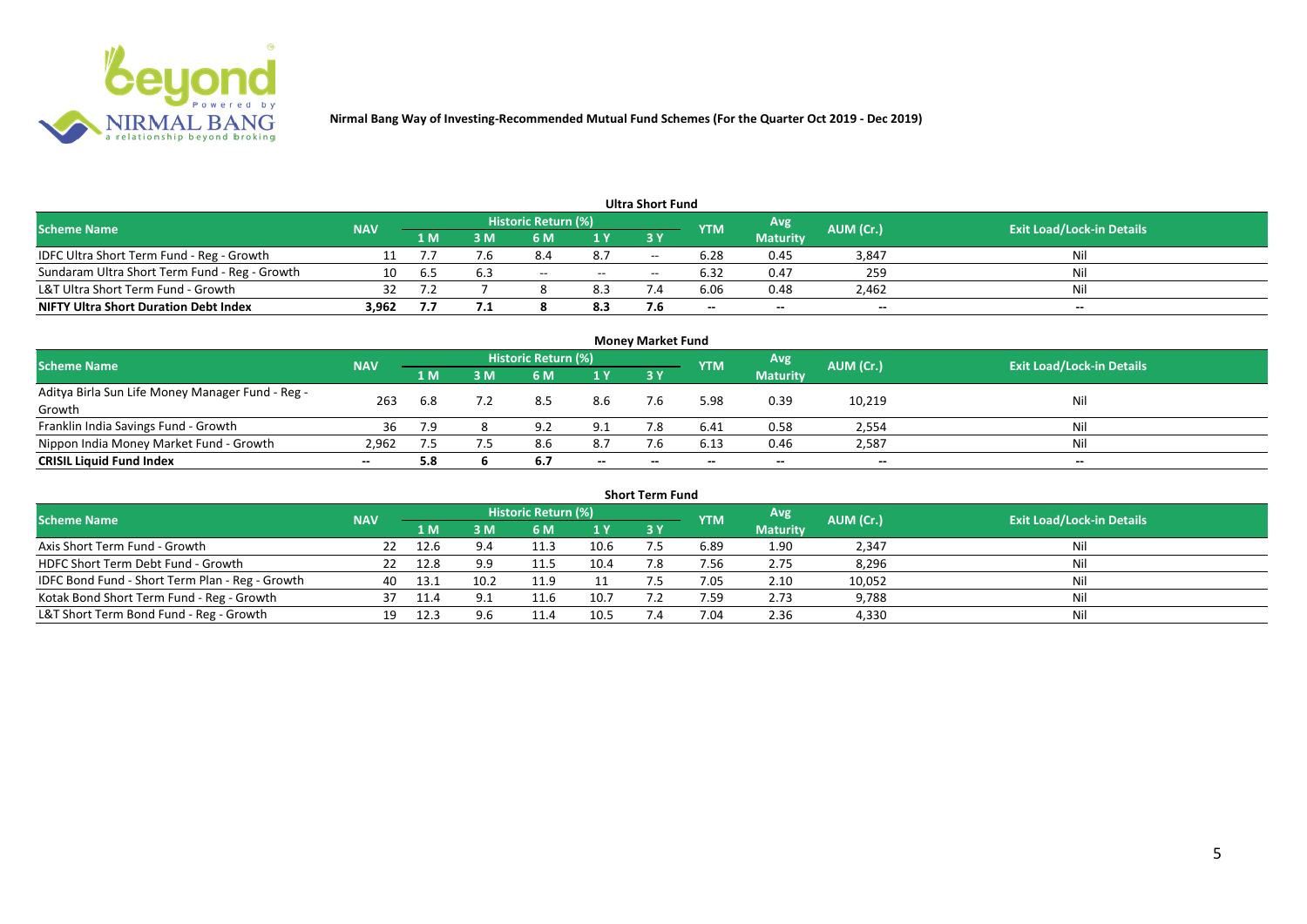**Nirmal Bang Way of Investing-Recommended Mutual Fund Schemes (For the Quarter Oct 2019 - Dec 2019)**

## Ultra Short Fund

| Scheme Name | NAV | Historic Return (%) | | | | | YTM | Avg Maturity | AUM (Cr.) | Exit Load/Lock-in Details |
|---|---|---|---|---|---|---|---|---|---|---|
| | | 1 M | 3 M | 6 M | 1 Y | 3 Y | | | | |
| IDFC Ultra Short Term Fund - Reg - Growth | 11 | 7.7 | 7.6 | 8.4 | 8.7 | -- | 6.28 | 0.45 | 3,847 | Nil |
| Sundaram Ultra Short Term Fund - Reg - Growth | 10 | 6.5 | 6.3 | -- | -- | -- | 6.32 | 0.47 | 259 | Nil |
| L&T Ultra Short Term Fund - Growth | 32 | 7.2 | 7 | 8 | 8.3 | 7.4 | 6.06 | 0.48 | 2,462 | Nil |
| **NIFTY Ultra Short Duration Debt Index** | **3,962** | **7.7** | **7.1** | **8** | **8.3** | **7.6** | **--** | **--** | **--** | **--** |

## Money Market Fund

| Scheme Name | NAV | Historic Return (%) | | | | | YTM | Avg Maturity | AUM (Cr.) | Exit Load/Lock-in Details |
|---|---|---|---|---|---|---|---|---|---|---|
| | | 1 M | 3 M | 6 M | 1 Y | 3 Y | | | | |
| Aditya Birla Sun Life Money Manager Fund - Reg - Growth | 263 | 6.8 | 7.2 | 8.5 | 8.6 | 7.6 | 5.98 | 0.39 | 10,219 | Nil |
| Franklin India Savings Fund - Growth | 36 | 7.9 | 8 | 9.2 | 9.1 | 7.8 | 6.41 | 0.58 | 2,554 | Nil |
| Nippon India Money Market Fund - Growth | 2,962 | 7.5 | 7.5 | 8.6 | 8.7 | 7.6 | 6.13 | 0.46 | 2,587 | Nil |
| **CRISIL Liquid Fund Index** | **--** | **5.8** | **6** | **6.7** | **--** | **--** | **--** | **--** | **--** | **--** |

## Short Term Fund

| Scheme Name | NAV | Historic Return (%) | | | | | YTM | Avg Maturity | AUM (Cr.) | Exit Load/Lock-in Details |
|---|---|---|---|---|---|---|---|---|---|---|
| | | 1 M | 3 M | 6 M | 1 Y | 3 Y | | | | |
| Axis Short Term Fund - Growth | 22 | 12.6 | 9.4 | 11.3 | 10.6 | 7.5 | 6.89 | 1.90 | 2,347 | Nil |
| HDFC Short Term Debt Fund - Growth | 22 | 12.8 | 9.9 | 11.5 | 10.4 | 7.8 | 7.56 | 2.75 | 8,296 | Nil |
| IDFC Bond Fund - Short Term Plan - Reg - Growth | 40 | 13.1 | 10.2 | 11.9 | 11 | 7.5 | 7.05 | 2.10 | 10,052 | Nil |
| Kotak Bond Short Term Fund - Reg - Growth | 37 | 11.4 | 9.1 | 11.6 | 10.7 | 7.2 | 7.59 | 2.73 | 9,788 | Nil |
| L&T Short Term Bond Fund - Reg - Growth | 19 | 12.3 | 9.6 | 11.4 | 10.5 | 7.4 | 7.04 | 2.36 | 4,330 | Nil |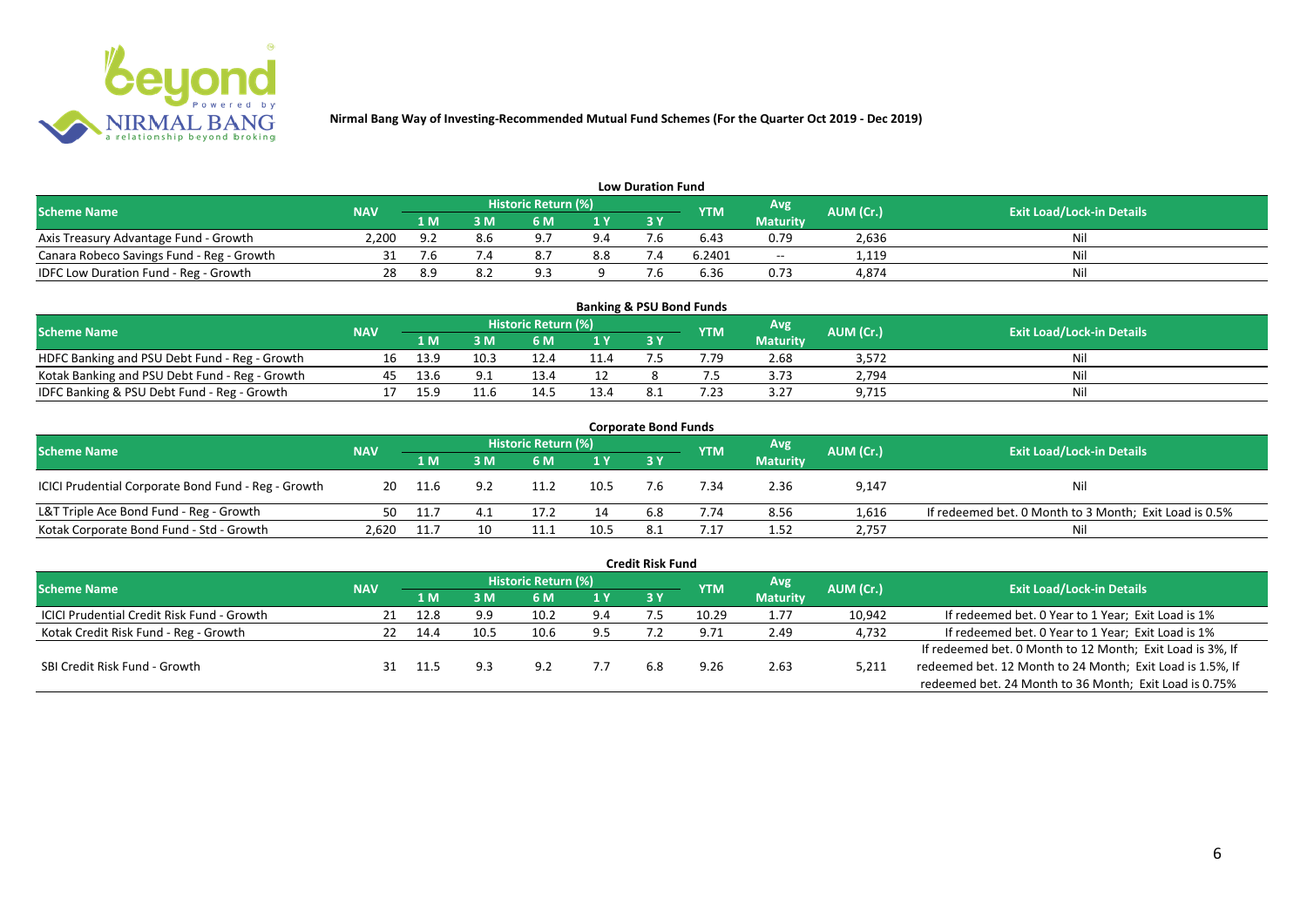Nirmal Bang Way of Investing-Recommended Mutual Fund Schemes (For the Quarter Oct 2019 - Dec 2019)

## Low Duration Fund

| Scheme Name | NAV | Historic Return (%) | | | | | YTM | Avg Maturity | AUM (Cr.) | Exit Load/Lock-in Details |
|---|---|---|---|---|---|---|---|---|---|---|
| | | 1 M | 3 M | 6 M | 1 Y | 3 Y | | | | |
| Axis Treasury Advantage Fund - Growth | 2,200 | 9.2 | 8.6 | 9.7 | 9.4 | 7.6 | 6.43 | 0.79 | 2,636 | Nil |
| Canara Robeco Savings Fund - Reg - Growth | 31 | 7.6 | 7.4 | 8.7 | 8.8 | 7.4 | 6.2401 | -- | 1,119 | Nil |
| IDFC Low Duration Fund - Reg - Growth | 28 | 8.9 | 8.2 | 9.3 | 9 | 7.6 | 6.36 | 0.73 | 4,874 | Nil |

## Banking & PSU Bond Funds

| Scheme Name | NAV | Historic Return (%) | | | | | YTM | Avg Maturity | AUM (Cr.) | Exit Load/Lock-in Details |
|---|---|---|---|---|---|---|---|---|---|---|
| | | 1 M | 3 M | 6 M | 1 Y | 3 Y | | | | |
| HDFC Banking and PSU Debt Fund - Reg - Growth | 16 | 13.9 | 10.3 | 12.4 | 11.4 | 7.5 | 7.79 | 2.68 | 3,572 | Nil |
| Kotak Banking and PSU Debt Fund - Reg - Growth | 45 | 13.6 | 9.1 | 13.4 | 12 | 8 | 7.5 | 3.73 | 2,794 | Nil |
| IDFC Banking & PSU Debt Fund - Reg - Growth | 17 | 15.9 | 11.6 | 14.5 | 13.4 | 8.1 | 7.23 | 3.27 | 9,715 | Nil |

## Corporate Bond Funds

| Scheme Name | NAV | Historic Return (%) | | | | | YTM | Avg Maturity | AUM (Cr.) | Exit Load/Lock-in Details |
|---|---|---|---|---|---|---|---|---|---|---|
| | | 1 M | 3 M | 6 M | 1 Y | 3 Y | | | | |
| ICICI Prudential Corporate Bond Fund - Reg - Growth | 20 | 11.6 | 9.2 | 11.2 | 10.5 | 7.6 | 7.34 | 2.36 | 9,147 | Nil |
| L&T Triple Ace Bond Fund - Reg - Growth | 50 | 11.7 | 4.1 | 17.2 | 14 | 6.8 | 7.74 | 8.56 | 1,616 | If redeemed bet. 0 Month to 3 Month; Exit Load is 0.5% |
| Kotak Corporate Bond Fund - Std - Growth | 2,620 | 11.7 | 10 | 11.1 | 10.5 | 8.1 | 7.17 | 1.52 | 2,757 | Nil |

## Credit Risk Fund

| Scheme Name | NAV | Historic Return (%) | | | | | YTM | Avg Maturity | AUM (Cr.) | Exit Load/Lock-in Details |
|---|---|---|---|---|---|---|---|---|---|---|
| | | 1 M | 3 M | 6 M | 1 Y | 3 Y | | | | |
| ICICI Prudential Credit Risk Fund - Growth | 21 | 12.8 | 9.9 | 10.2 | 9.4 | 7.5 | 10.29 | 1.77 | 10,942 | If redeemed bet. 0 Year to 1 Year; Exit Load is 1% |
| Kotak Credit Risk Fund - Reg - Growth | 22 | 14.4 | 10.5 | 10.6 | 9.5 | 7.2 | 9.71 | 2.49 | 4,732 | If redeemed bet. 0 Year to 1 Year; Exit Load is 1% |
| SBI Credit Risk Fund - Growth | 31 | 11.5 | 9.3 | 9.2 | 7.7 | 6.8 | 9.26 | 2.63 | 5,211 | If redeemed bet. 0 Month to 12 Month; Exit Load is 3%, If redeemed bet. 12 Month to 24 Month; Exit Load is 1.5%, If redeemed bet. 24 Month to 36 Month; Exit Load is 0.75% |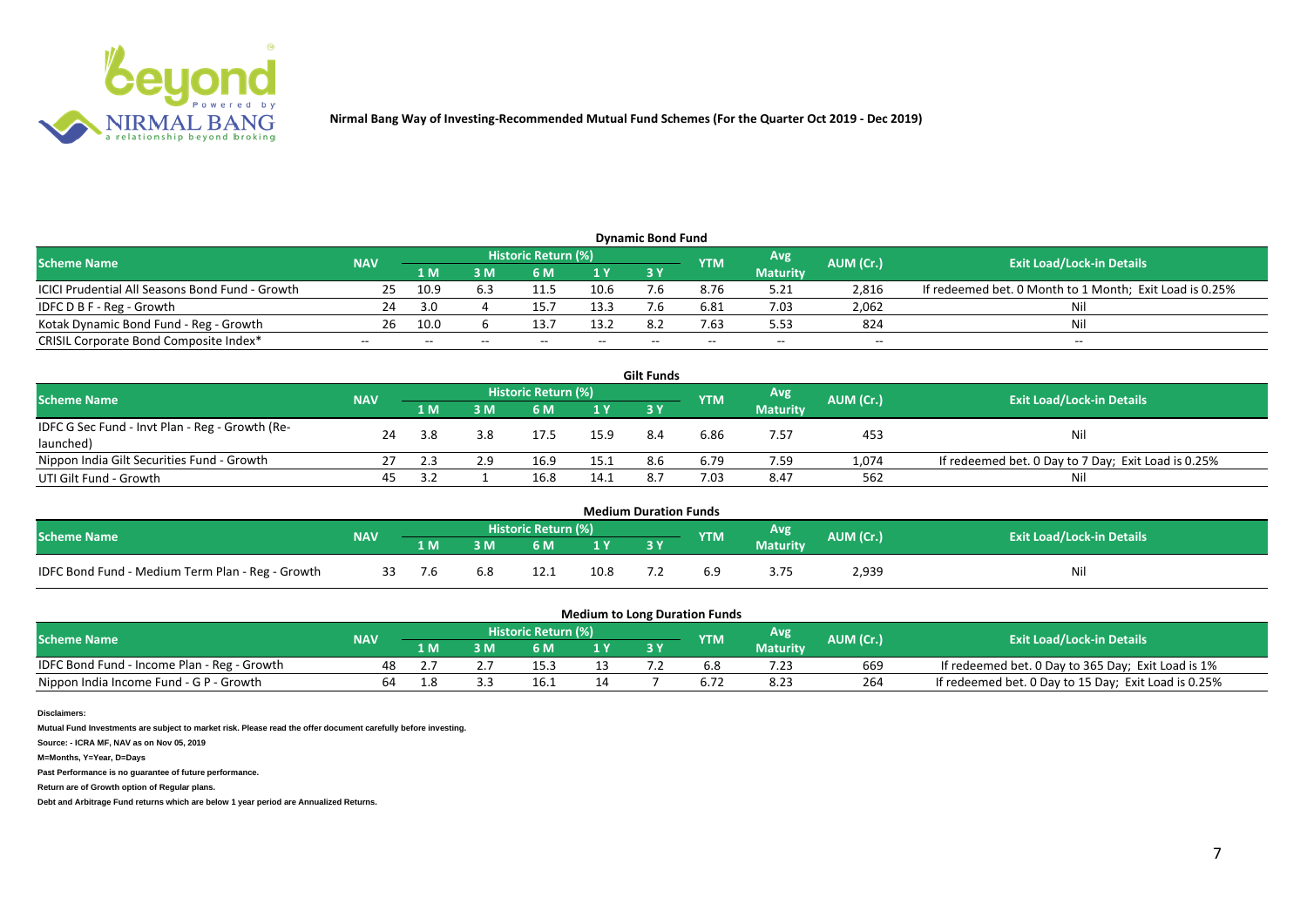Nirmal Bang Way of Investing-Recommended Mutual Fund Schemes (For the Quarter Oct 2019 - Dec 2019)

## Dynamic Bond Fund

| Scheme Name | NAV | Historic Return (%) | | | | | YTM | Avg Maturity | AUM (Cr.) | Exit Load/Lock-in Details |
|---|---|---|---|---|---|---|---|---|---|---|
| | | 1 M | 3 M | 6 M | 1 Y | 3 Y | | | | |
| ICICI Prudential All Seasons Bond Fund - Growth | 25 | 10.9 | 6.3 | 11.5 | 10.6 | 7.6 | 8.76 | 5.21 | 2,816 | If redeemed bet. 0 Month to 1 Month; Exit Load is 0.25% |
| IDFC D B F - Reg - Growth | 24 | 3.0 | 4 | 15.7 | 13.3 | 7.6 | 6.81 | 7.03 | 2,062 | Nil |
| Kotak Dynamic Bond Fund - Reg - Growth | 26 | 10.0 | 6 | 13.7 | 13.2 | 8.2 | 7.63 | 5.53 | 824 | Nil |
| CRISIL Corporate Bond Composite Index* | -- | -- | -- | -- | -- | -- | -- | -- | -- | -- |

## Gilt Funds

| Scheme Name | NAV | Historic Return (%) | | | | | YTM | Avg Maturity | AUM (Cr.) | Exit Load/Lock-in Details |
|---|---|---|---|---|---|---|---|---|---|---|
| | | 1 M | 3 M | 6 M | 1 Y | 3 Y | | | | |
| IDFC G Sec Fund - Invt Plan - Reg - Growth (Re-launched) | 24 | 3.8 | 3.8 | 17.5 | 15.9 | 8.4 | 6.86 | 7.57 | 453 | Nil |
| Nippon India Gilt Securities Fund - Growth | 27 | 2.3 | 2.9 | 16.9 | 15.1 | 8.6 | 6.79 | 7.59 | 1,074 | If redeemed bet. 0 Day to 7 Day; Exit Load is 0.25% |
| UTI Gilt Fund - Growth | 45 | 3.2 | 1 | 16.8 | 14.1 | 8.7 | 7.03 | 8.47 | 562 | Nil |

## Medium Duration Funds

| Scheme Name | NAV | Historic Return (%) | | | | | YTM | Avg Maturity | AUM (Cr.) | Exit Load/Lock-in Details |
|---|---|---|---|---|---|---|---|---|---|---|
| | | 1 M | 3 M | 6 M | 1 Y | 3 Y | | | | |
| IDFC Bond Fund - Medium Term Plan - Reg - Growth | 33 | 7.6 | 6.8 | 12.1 | 10.8 | 7.2 | 6.9 | 3.75 | 2,939 | Nil |

## Medium to Long Duration Funds

| Scheme Name | NAV | Historic Return (%) | | | | | YTM | Avg Maturity | AUM (Cr.) | Exit Load/Lock-in Details |
|---|---|---|---|---|---|---|---|---|---|---|
| | | 1 M | 3 M | 6 M | 1 Y | 3 Y | | | | |
| IDFC Bond Fund - Income Plan - Reg - Growth | 48 | 2.7 | 2.7 | 15.3 | 13 | 7.2 | 6.8 | 7.23 | 669 | If redeemed bet. 0 Day to 365 Day; Exit Load is 1% |
| Nippon India Income Fund - G P - Growth | 64 | 1.8 | 3.3 | 16.1 | 14 | 7 | 6.72 | 8.23 | 264 | If redeemed bet. 0 Day to 15 Day; Exit Load is 0.25% |

**Disclaimers:**

**Mutual Fund Investments are subject to market risk. Please read the offer document carefully before investing.**

**Source: - ICRA MF, NAV as on Nov 05, 2019**

**M=Months, Y=Year, D=Days**

**Past Performance is no guarantee of future performance.**

**Return are of Growth option of Regular plans.**

**Debt and Arbitrage Fund returns which are below 1 year period are Annualized Returns.**